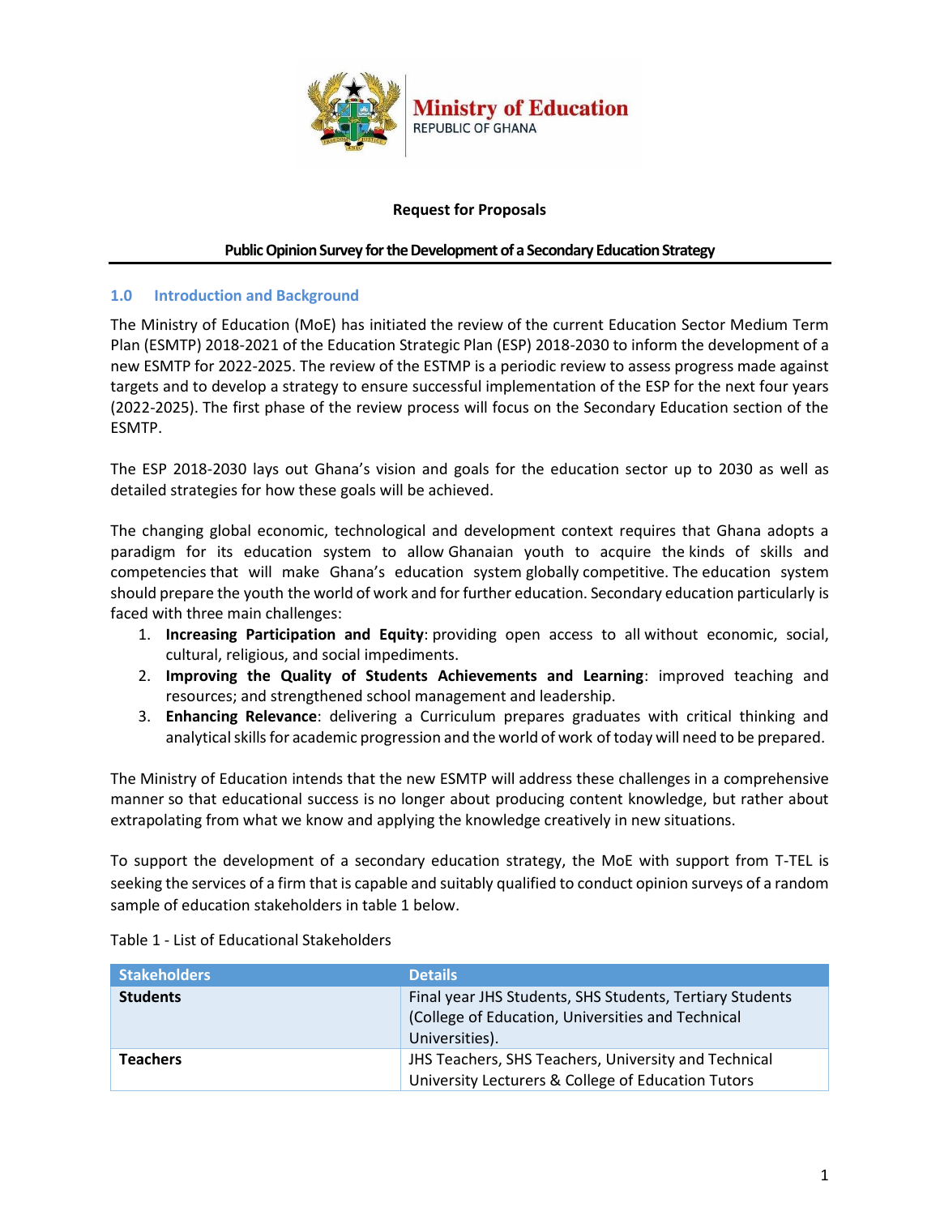Ministry of Education
REPUBLIC OF GHANA

**Request for Proposals**

**Public Opinion Survey for the Development of a Secondary Education Strategy**

## 1.0 Introduction and Background

The Ministry of Education (MoE) has initiated the review of the current Education Sector Medium Term Plan (ESMTP) 2018-2021 of the Education Strategic Plan (ESP) 2018-2030 to inform the development of a new ESMTP for 2022-2025. The review of the ESTMP is a periodic review to assess progress made against targets and to develop a strategy to ensure successful implementation of the ESP for the next four years (2022-2025). The first phase of the review process will focus on the Secondary Education section of the ESMTP.

The ESP 2018-2030 lays out Ghana's vision and goals for the education sector up to 2030 as well as detailed strategies for how these goals will be achieved.

The changing global economic, technological and development context requires that Ghana adopts a paradigm for its education system to allow Ghanaian youth to acquire the kinds of skills and competencies that will make Ghana's education system globally competitive. The education system should prepare the youth the world of work and for further education. Secondary education particularly is faced with three main challenges:

1. **Increasing Participation and Equity**: providing open access to all without economic, social, cultural, religious, and social impediments.
2. **Improving the Quality of Students Achievements and Learning**: improved teaching and resources; and strengthened school management and leadership.
3. **Enhancing Relevance**: delivering a Curriculum prepares graduates with critical thinking and analytical skills for academic progression and the world of work of today will need to be prepared.

The Ministry of Education intends that the new ESMTP will address these challenges in a comprehensive manner so that educational success is no longer about producing content knowledge, but rather about extrapolating from what we know and applying the knowledge creatively in new situations.

To support the development of a secondary education strategy, the MoE with support from T-TEL is seeking the services of a firm that is capable and suitably qualified to conduct opinion surveys of a random sample of education stakeholders in table 1 below.

Table 1 - List of Educational Stakeholders

| Stakeholders | Details |
| --- | --- |
| **Students** | Final year JHS Students, SHS Students, Tertiary Students (College of Education, Universities and Technical Universities). |
| **Teachers** | JHS Teachers, SHS Teachers, University and Technical University Lecturers & College of Education Tutors |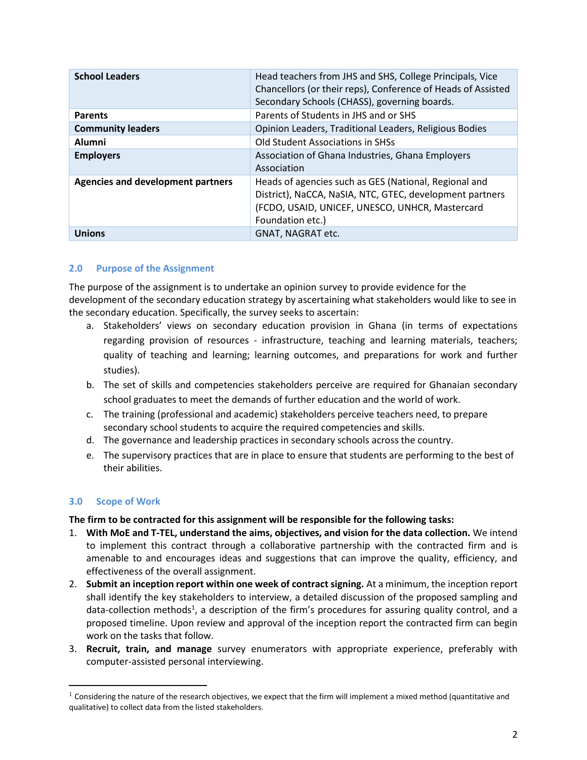| School Leaders | Head teachers from JHS and SHS, College Principals, Vice Chancellors (or their reps), Conference of Heads of Assisted Secondary Schools (CHASS), governing boards. |
|---|---|
| **Parents** | Parents of Students in JHS and or SHS |
| **Community leaders** | Opinion Leaders, Traditional Leaders, Religious Bodies |
| **Alumni** | Old Student Associations in SHSs |
| **Employers** | Association of Ghana Industries, Ghana Employers Association |
| **Agencies and development partners** | Heads of agencies such as GES (National, Regional and District), NaCCA, NaSIA, NTC, GTEC, development partners (FCDO, USAID, UNICEF, UNESCO, UNHCR, Mastercard Foundation etc.) |
| **Unions** | GNAT, NAGRAT etc. |

## 2.0 Purpose of the Assignment

The purpose of the assignment is to undertake an opinion survey to provide evidence for the development of the secondary education strategy by ascertaining what stakeholders would like to see in the secondary education. Specifically, the survey seeks to ascertain:

a. Stakeholders' views on secondary education provision in Ghana (in terms of expectations regarding provision of resources - infrastructure, teaching and learning materials, teachers; quality of teaching and learning; learning outcomes, and preparations for work and further studies).
b. The set of skills and competencies stakeholders perceive are required for Ghanaian secondary school graduates to meet the demands of further education and the world of work.
c. The training (professional and academic) stakeholders perceive teachers need, to prepare secondary school students to acquire the required competencies and skills.
d. The governance and leadership practices in secondary schools across the country.
e. The supervisory practices that are in place to ensure that students are performing to the best of their abilities.

## 3.0 Scope of Work

**The firm to be contracted for this assignment will be responsible for the following tasks:**

1. **With MoE and T-TEL, understand the aims, objectives, and vision for the data collection.** We intend to implement this contract through a collaborative partnership with the contracted firm and is amenable to and encourages ideas and suggestions that can improve the quality, efficiency, and effectiveness of the overall assignment.
2. **Submit an inception report within one week of contract signing.** At a minimum, the inception report shall identify the key stakeholders to interview, a detailed discussion of the proposed sampling and data-collection methods[1], a description of the firm's procedures for assuring quality control, and a proposed timeline. Upon review and approval of the inception report the contracted firm can begin work on the tasks that follow.
3. **Recruit, train, and manage** survey enumerators with appropriate experience, preferably with computer-assisted personal interviewing.

[1] Considering the nature of the research objectives, we expect that the firm will implement a mixed method (quantitative and qualitative) to collect data from the listed stakeholders.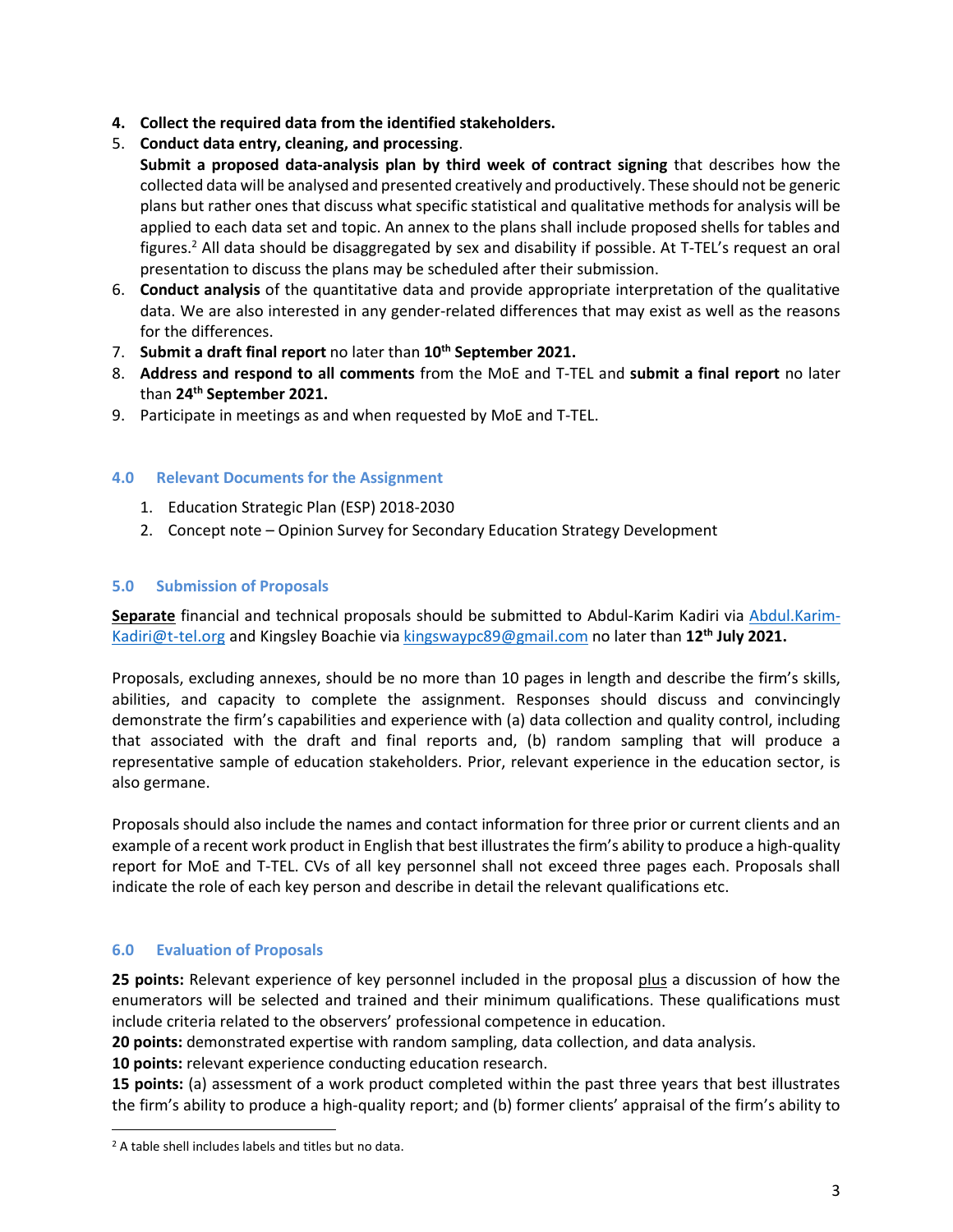4. **Collect the required data from the identified stakeholders.**
5. **Conduct data entry, cleaning, and processing**.
   **Submit a proposed data-analysis plan by third week of contract signing** that describes how the collected data will be analysed and presented creatively and productively. These should not be generic plans but rather ones that discuss what specific statistical and qualitative methods for analysis will be applied to each data set and topic. An annex to the plans shall include proposed shells for tables and figures.[2] All data should be disaggregated by sex and disability if possible. At T-TEL's request an oral presentation to discuss the plans may be scheduled after their submission.
6. **Conduct analysis** of the quantitative data and provide appropriate interpretation of the qualitative data. We are also interested in any gender-related differences that may exist as well as the reasons for the differences.
7. **Submit a draft final report** no later than **10th September 2021.**
8. **Address and respond to all comments** from the MoE and T-TEL and **submit a final report** no later than **24th September 2021.**
9. Participate in meetings as and when requested by MoE and T-TEL.

## 4.0 Relevant Documents for the Assignment

1. Education Strategic Plan (ESP) 2018-2030
2. Concept note – Opinion Survey for Secondary Education Strategy Development

## 5.0 Submission of Proposals

**Separate** financial and technical proposals should be submitted to Abdul-Karim Kadiri via Abdul.Karim-Kadiri@t-tel.org and Kingsley Boachie via kingswaypc89@gmail.com no later than **12th July 2021.**

Proposals, excluding annexes, should be no more than 10 pages in length and describe the firm's skills, abilities, and capacity to complete the assignment. Responses should discuss and convincingly demonstrate the firm's capabilities and experience with (a) data collection and quality control, including that associated with the draft and final reports and, (b) random sampling that will produce a representative sample of education stakeholders. Prior, relevant experience in the education sector, is also germane.

Proposals should also include the names and contact information for three prior or current clients and an example of a recent work product in English that best illustrates the firm's ability to produce a high-quality report for MoE and T-TEL. CVs of all key personnel shall not exceed three pages each. Proposals shall indicate the role of each key person and describe in detail the relevant qualifications etc.

## 6.0 Evaluation of Proposals

**25 points:** Relevant experience of key personnel included in the proposal plus a discussion of how the enumerators will be selected and trained and their minimum qualifications. These qualifications must include criteria related to the observers' professional competence in education.
**20 points:** demonstrated expertise with random sampling, data collection, and data analysis.
**10 points:** relevant experience conducting education research.
**15 points:** (a) assessment of a work product completed within the past three years that best illustrates the firm's ability to produce a high-quality report; and (b) former clients' appraisal of the firm's ability to

[2] A table shell includes labels and titles but no data.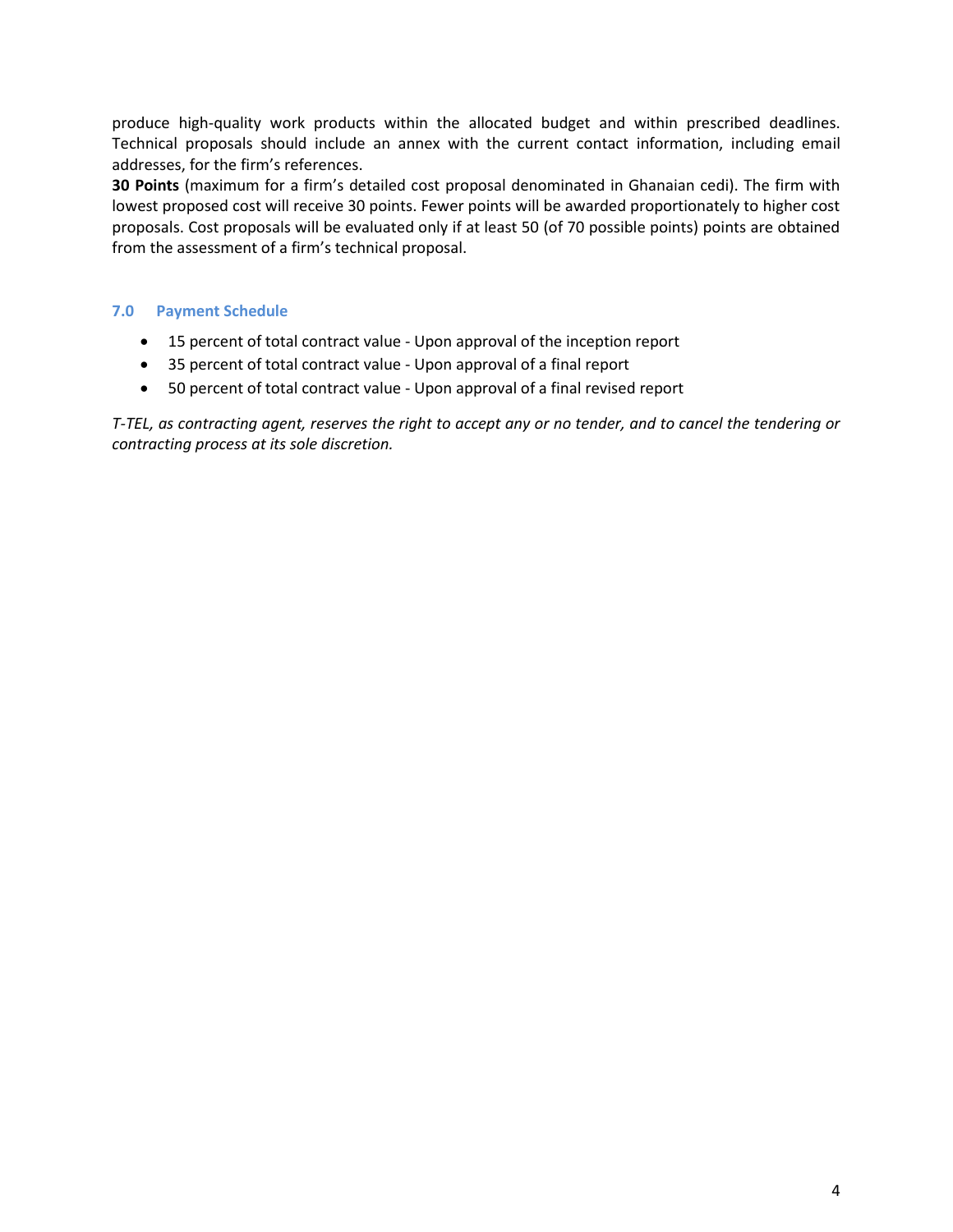produce high-quality work products within the allocated budget and within prescribed deadlines. Technical proposals should include an annex with the current contact information, including email addresses, for the firm's references.

**30 Points** (maximum for a firm's detailed cost proposal denominated in Ghanaian cedi). The firm with lowest proposed cost will receive 30 points. Fewer points will be awarded proportionately to higher cost proposals. Cost proposals will be evaluated only if at least 50 (of 70 possible points) points are obtained from the assessment of a firm's technical proposal.

### 7.0 Payment Schedule

- 15 percent of total contract value - Upon approval of the inception report
- 35 percent of total contract value - Upon approval of a final report
- 50 percent of total contract value - Upon approval of a final revised report

*T-TEL, as contracting agent, reserves the right to accept any or no tender, and to cancel the tendering or contracting process at its sole discretion.*